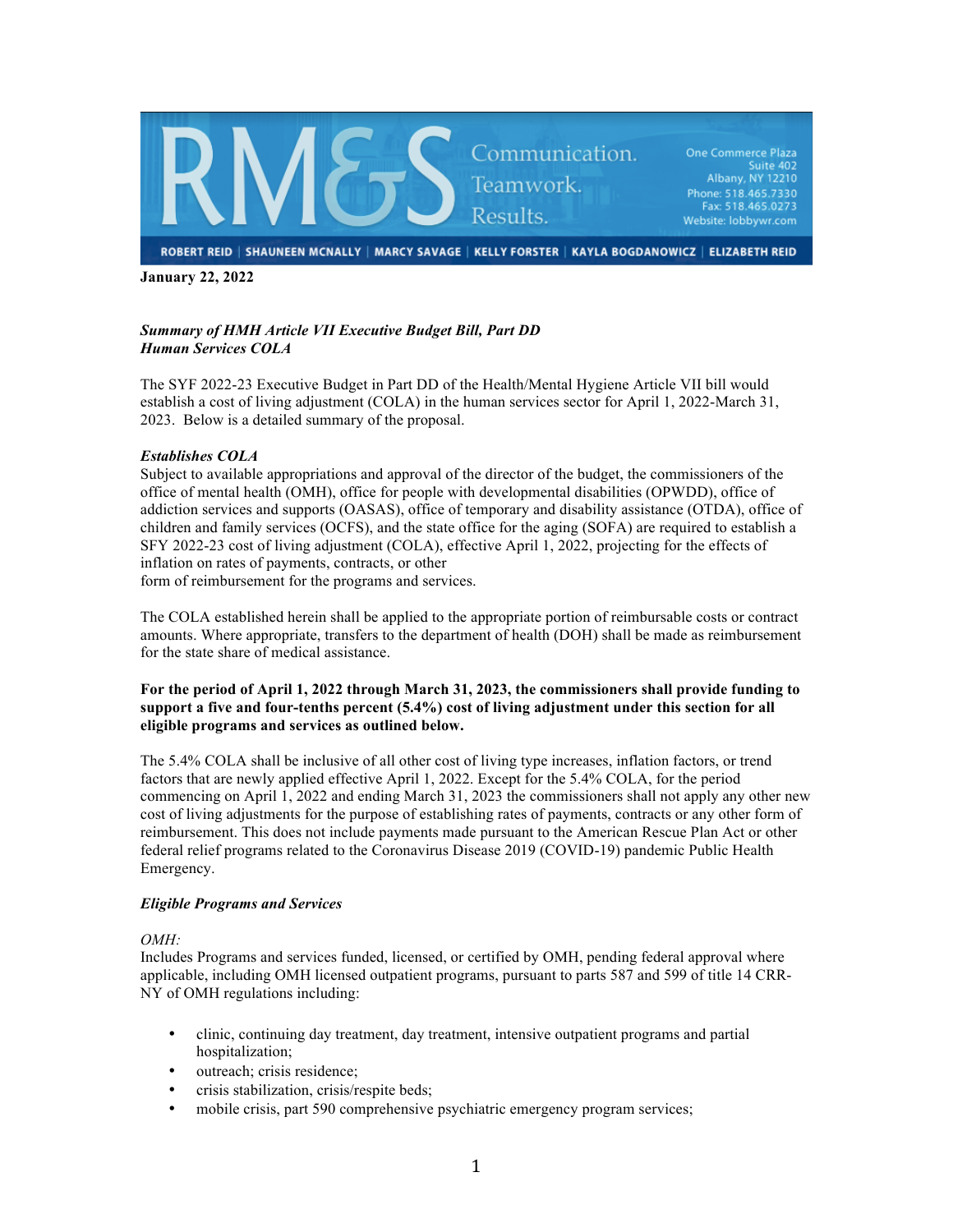RM&S Communication. Teamwork. Results.

One Commerce Plaza
Suite 402
Albany, NY 12210
Phone: 518.465.7330
Fax: 518.465.0273
Website: lobbywr.com

ROBERT REID | SHAUNEEN MCNALLY | MARCY SAVAGE | KELLY FORSTER | KAYLA BOGDANOWICZ | ELIZABETH REID

**January 22, 2022**

***Summary of HMH Article VII Executive Budget Bill, Part DD***
***Human Services COLA***

The SYF 2022-23 Executive Budget in Part DD of the Health/Mental Hygiene Article VII bill would establish a cost of living adjustment (COLA) in the human services sector for April 1, 2022-March 31, 2023. Below is a detailed summary of the proposal.

***Establishes COLA***

Subject to available appropriations and approval of the director of the budget, the commissioners of the office of mental health (OMH), office for people with developmental disabilities (OPWDD), office of addiction services and supports (OASAS), office of temporary and disability assistance (OTDA), office of children and family services (OCFS), and the state office for the aging (SOFA) are required to establish a SFY 2022-23 cost of living adjustment (COLA), effective April 1, 2022, projecting for the effects of inflation on rates of payments, contracts, or other form of reimbursement for the programs and services.

The COLA established herein shall be applied to the appropriate portion of reimbursable costs or contract amounts. Where appropriate, transfers to the department of health (DOH) shall be made as reimbursement for the state share of medical assistance.

**For the period of April 1, 2022 through March 31, 2023, the commissioners shall provide funding to support a five and four-tenths percent (5.4%) cost of living adjustment under this section for all eligible programs and services as outlined below.**

The 5.4% COLA shall be inclusive of all other cost of living type increases, inflation factors, or trend factors that are newly applied effective April 1, 2022. Except for the 5.4% COLA, for the period commencing on April 1, 2022 and ending March 31, 2023 the commissioners shall not apply any other new cost of living adjustments for the purpose of establishing rates of payments, contracts or any other form of reimbursement. This does not include payments made pursuant to the American Rescue Plan Act or other federal relief programs related to the Coronavirus Disease 2019 (COVID-19) pandemic Public Health Emergency.

***Eligible Programs and Services***

*OMH:*
Includes Programs and services funded, licensed, or certified by OMH, pending federal approval where applicable, including OMH licensed outpatient programs, pursuant to parts 587 and 599 of title 14 CRR-NY of OMH regulations including:

- clinic, continuing day treatment, day treatment, intensive outpatient programs and partial hospitalization;
- outreach; crisis residence;
- crisis stabilization, crisis/respite beds;
- mobile crisis, part 590 comprehensive psychiatric emergency program services;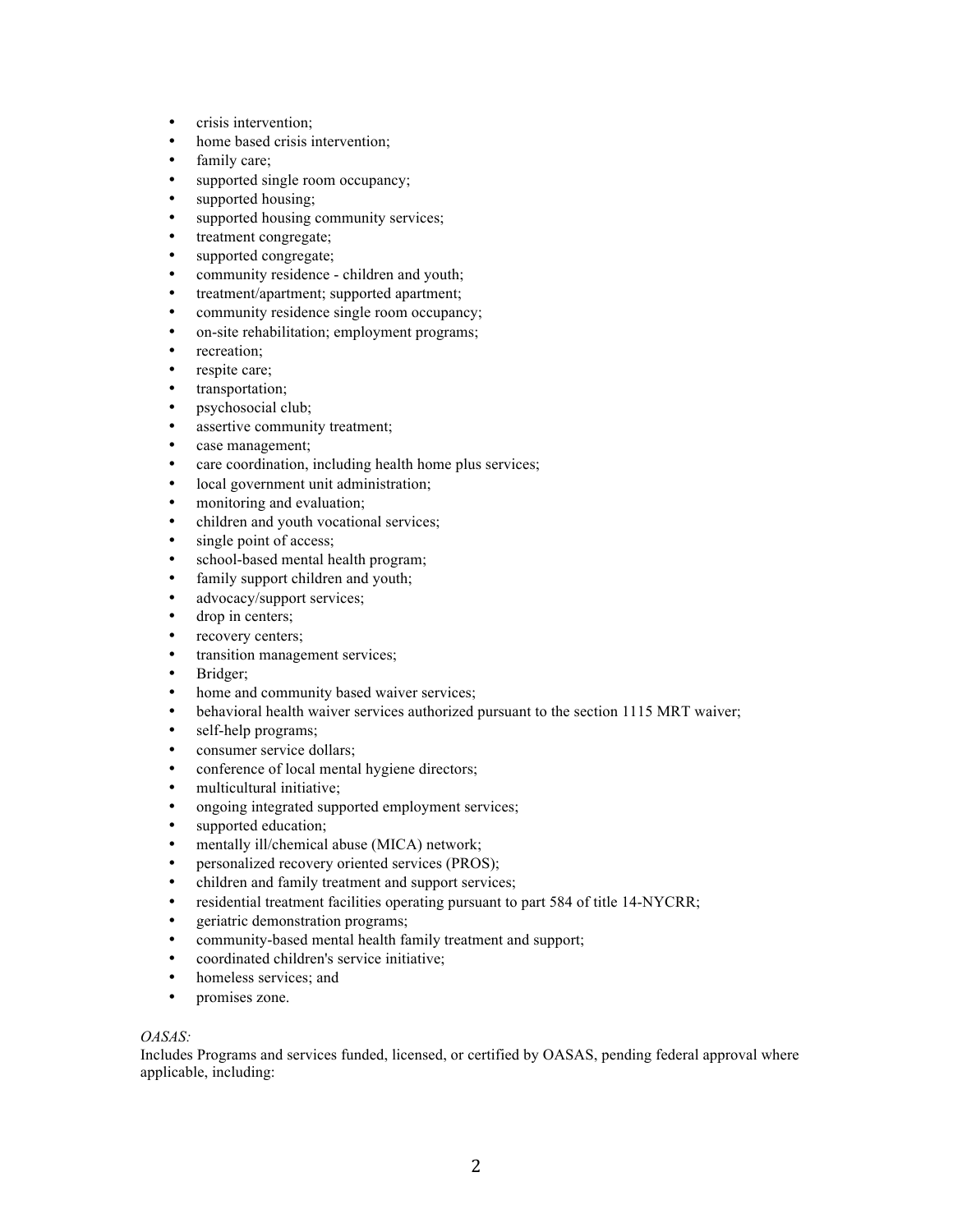- crisis intervention;
- home based crisis intervention;
- family care;
- supported single room occupancy;
- supported housing;
- supported housing community services;
- treatment congregate;
- supported congregate;
- community residence - children and youth;
- treatment/apartment; supported apartment;
- community residence single room occupancy;
- on-site rehabilitation; employment programs;
- recreation;
- respite care;
- transportation;
- psychosocial club;
- assertive community treatment;
- case management;
- care coordination, including health home plus services;
- local government unit administration;
- monitoring and evaluation;
- children and youth vocational services;
- single point of access;
- school-based mental health program;
- family support children and youth;
- advocacy/support services;
- drop in centers;
- recovery centers;
- transition management services;
- Bridger;
- home and community based waiver services;
- behavioral health waiver services authorized pursuant to the section 1115 MRT waiver;
- self-help programs;
- consumer service dollars;
- conference of local mental hygiene directors;
- multicultural initiative;
- ongoing integrated supported employment services;
- supported education;
- mentally ill/chemical abuse (MICA) network;
- personalized recovery oriented services (PROS);
- children and family treatment and support services;
- residential treatment facilities operating pursuant to part 584 of title 14-NYCRR;
- geriatric demonstration programs;
- community-based mental health family treatment and support;
- coordinated children's service initiative;
- homeless services; and
- promises zone.

*OASAS:*
Includes Programs and services funded, licensed, or certified by OASAS, pending federal approval where applicable, including: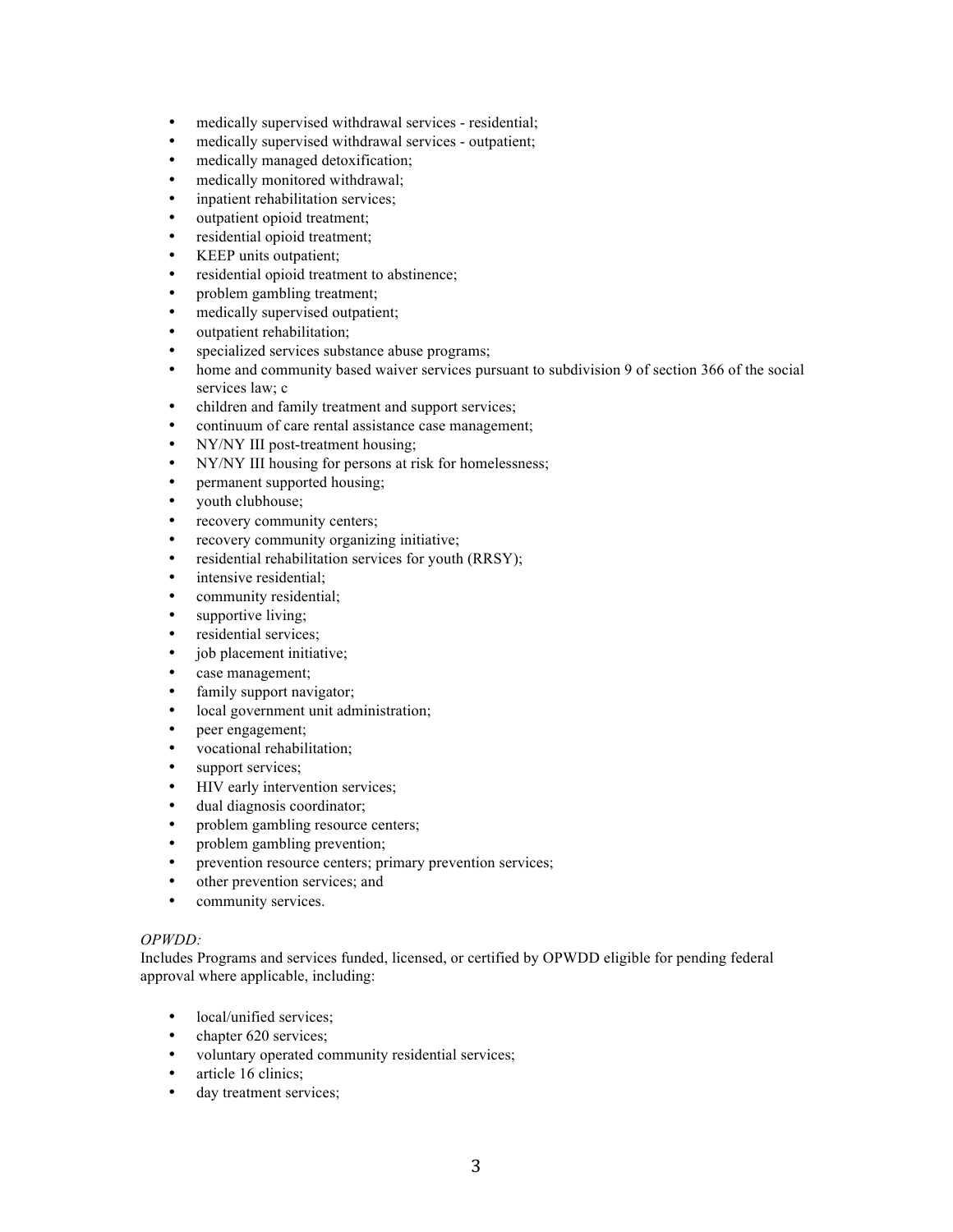- medically supervised withdrawal services - residential;
- medically supervised withdrawal services - outpatient;
- medically managed detoxification;
- medically monitored withdrawal;
- inpatient rehabilitation services;
- outpatient opioid treatment;
- residential opioid treatment;
- KEEP units outpatient;
- residential opioid treatment to abstinence;
- problem gambling treatment;
- medically supervised outpatient;
- outpatient rehabilitation;
- specialized services substance abuse programs;
- home and community based waiver services pursuant to subdivision 9 of section 366 of the social services law; c
- children and family treatment and support services;
- continuum of care rental assistance case management;
- NY/NY III post-treatment housing;
- NY/NY III housing for persons at risk for homelessness;
- permanent supported housing;
- youth clubhouse;
- recovery community centers;
- recovery community organizing initiative;
- residential rehabilitation services for youth (RRSY);
- intensive residential;
- community residential;
- supportive living;
- residential services;
- job placement initiative;
- case management;
- family support navigator;
- local government unit administration;
- peer engagement;
- vocational rehabilitation;
- support services;
- HIV early intervention services;
- dual diagnosis coordinator;
- problem gambling resource centers;
- problem gambling prevention;
- prevention resource centers; primary prevention services;
- other prevention services; and
- community services.

*OPWDD:*
Includes Programs and services funded, licensed, or certified by OPWDD eligible for pending federal approval where applicable, including:

- local/unified services;
- chapter 620 services;
- voluntary operated community residential services;
- article 16 clinics;
- day treatment services;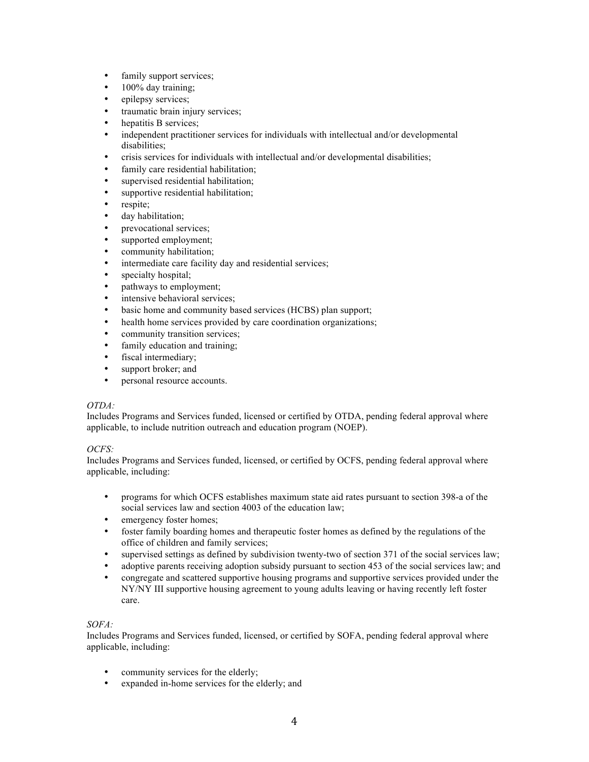- family support services;
- 100% day training;
- epilepsy services;
- traumatic brain injury services;
- hepatitis B services;
- independent practitioner services for individuals with intellectual and/or developmental disabilities;
- crisis services for individuals with intellectual and/or developmental disabilities;
- family care residential habilitation;
- supervised residential habilitation;
- supportive residential habilitation;
- respite;
- day habilitation;
- prevocational services;
- supported employment;
- community habilitation;
- intermediate care facility day and residential services;
- specialty hospital;
- pathways to employment;
- intensive behavioral services;
- basic home and community based services (HCBS) plan support;
- health home services provided by care coordination organizations;
- community transition services;
- family education and training;
- fiscal intermediary;
- support broker; and
- personal resource accounts.

*OTDA:*
Includes Programs and Services funded, licensed or certified by OTDA, pending federal approval where applicable, to include nutrition outreach and education program (NOEP).

*OCFS:*
Includes Programs and Services funded, licensed, or certified by OCFS, pending federal approval where applicable, including:

- programs for which OCFS establishes maximum state aid rates pursuant to section 398-a of the social services law and section 4003 of the education law;
- emergency foster homes;
- foster family boarding homes and therapeutic foster homes as defined by the regulations of the office of children and family services;
- supervised settings as defined by subdivision twenty-two of section 371 of the social services law;
- adoptive parents receiving adoption subsidy pursuant to section 453 of the social services law; and
- congregate and scattered supportive housing programs and supportive services provided under the NY/NY III supportive housing agreement to young adults leaving or having recently left foster care.

*SOFA:*
Includes Programs and Services funded, licensed, or certified by SOFA, pending federal approval where applicable, including:

- community services for the elderly;
- expanded in-home services for the elderly; and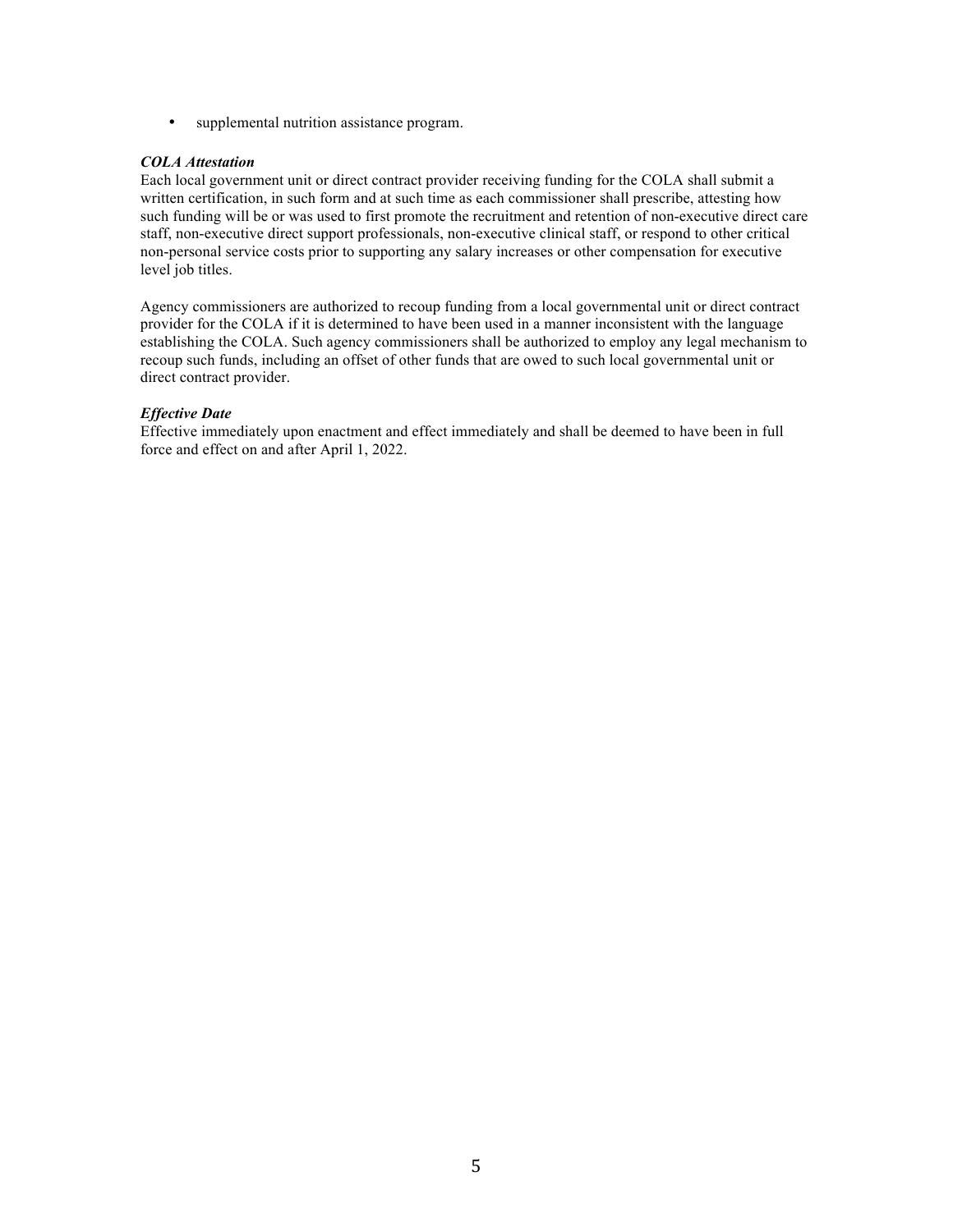- supplemental nutrition assistance program.

***COLA Attestation***

Each local government unit or direct contract provider receiving funding for the COLA shall submit a written certification, in such form and at such time as each commissioner shall prescribe, attesting how such funding will be or was used to first promote the recruitment and retention of non-executive direct care staff, non-executive direct support professionals, non-executive clinical staff, or respond to other critical non-personal service costs prior to supporting any salary increases or other compensation for executive level job titles.

Agency commissioners are authorized to recoup funding from a local governmental unit or direct contract provider for the COLA if it is determined to have been used in a manner inconsistent with the language establishing the COLA. Such agency commissioners shall be authorized to employ any legal mechanism to recoup such funds, including an offset of other funds that are owed to such local governmental unit or direct contract provider.

***Effective Date***

Effective immediately upon enactment and effect immediately and shall be deemed to have been in full force and effect on and after April 1, 2022.